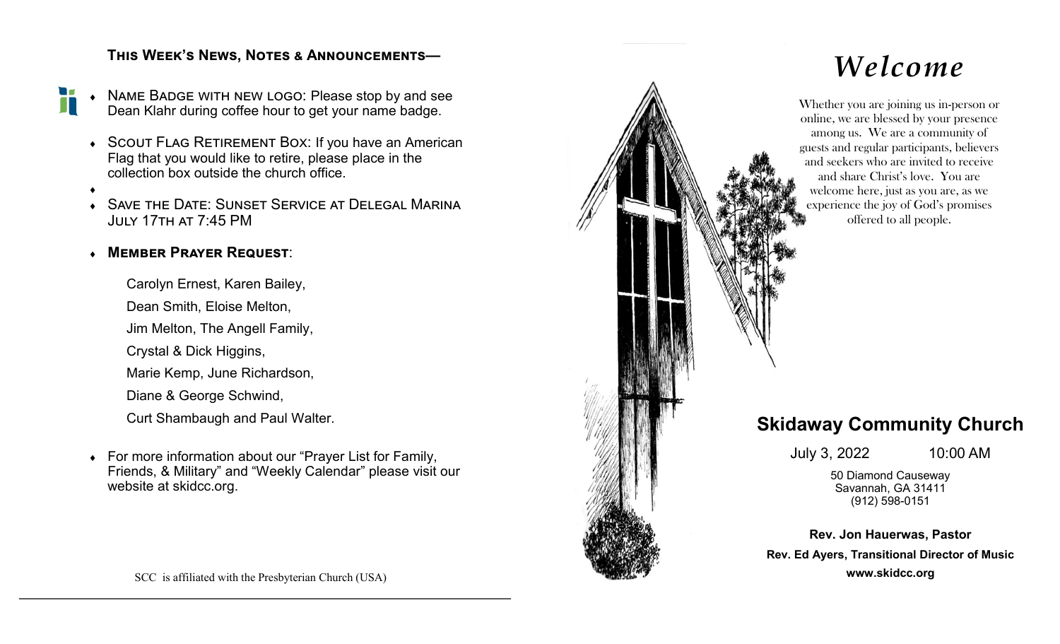## This Week's News, Notes & Announcements—

- Name Badge with new logo: Please stop by and see Dean Klahr during coffee hour to get your name badge.
- Scout Flag Retirement Box: If you have an American Flag that you would like to retire, please place in the collection box outside the church office.
- Save the Date: Sunset Service at Delegal Marina July 17th at 7:45 PM
- **Member Prayer Request**:

  Carolyn Ernest, Karen Bailey,
  Dean Smith, Eloise Melton,
  Jim Melton, The Angell Family,
  Crystal & Dick Higgins,
  Marie Kemp, June Richardson,
  Diane & George Schwind,
  Curt Shambaugh and Paul Walter.

- For more information about our "Prayer List for Family, Friends, & Military" and "Weekly Calendar" please visit our website at skidcc.org.

SCC is affiliated with the Presbyterian Church (USA)

# *Welcome*

Whether you are joining us in-person or online, we are blessed by your presence among us. We are a community of guests and regular participants, believers and seekers who are invited to receive and share Christ's love. You are welcome here, just as you are, as we experience the joy of God's promises offered to all people.

## Skidaway Community Church

July 3, 2022 10:00 AM

50 Diamond Causeway
Savannah, GA 31411
(912) 598-0151

**Rev. Jon Hauerwas, Pastor**

**Rev. Ed Ayers, Transitional Director of Music**

**www.skidcc.org**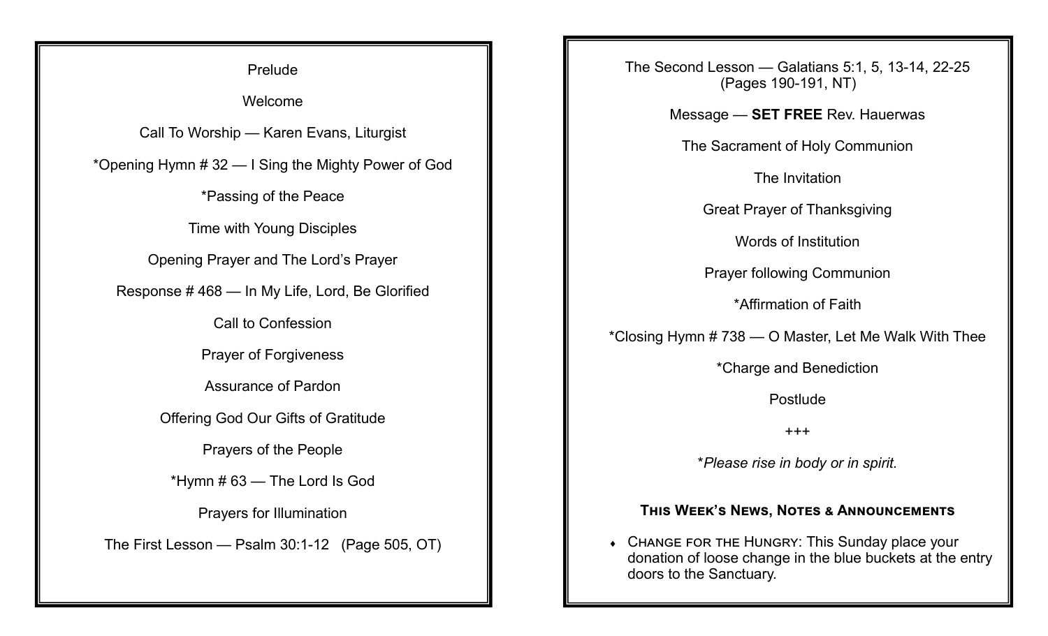Prelude

Welcome

Call To Worship — Karen Evans, Liturgist

*Opening Hymn # 32 — I Sing the Mighty Power of God

*Passing of the Peace

Time with Young Disciples

Opening Prayer and The Lord's Prayer

Response # 468 — In My Life, Lord, Be Glorified

Call to Confession

Prayer of Forgiveness

Assurance of Pardon

Offering God Our Gifts of Gratitude

Prayers of the People

*Hymn # 63 — The Lord Is God

Prayers for Illumination

The First Lesson — Psalm 30:1-12 (Page 505, OT)

The Second Lesson — Galatians 5:1, 5, 13-14, 22-25 (Pages 190-191, NT)

Message — **SET FREE** Rev. Hauerwas

The Sacrament of Holy Communion

The Invitation

Great Prayer of Thanksgiving

Words of Institution

Prayer following Communion

*Affirmation of Faith

*Closing Hymn # 738 — O Master, Let Me Walk With Thee

*Charge and Benediction

Postlude

+++

*\*Please rise in body or in spirit.*

## This Week's News, Notes & Announcements

- Change for the Hungry: This Sunday place your donation of loose change in the blue buckets at the entry doors to the Sanctuary.